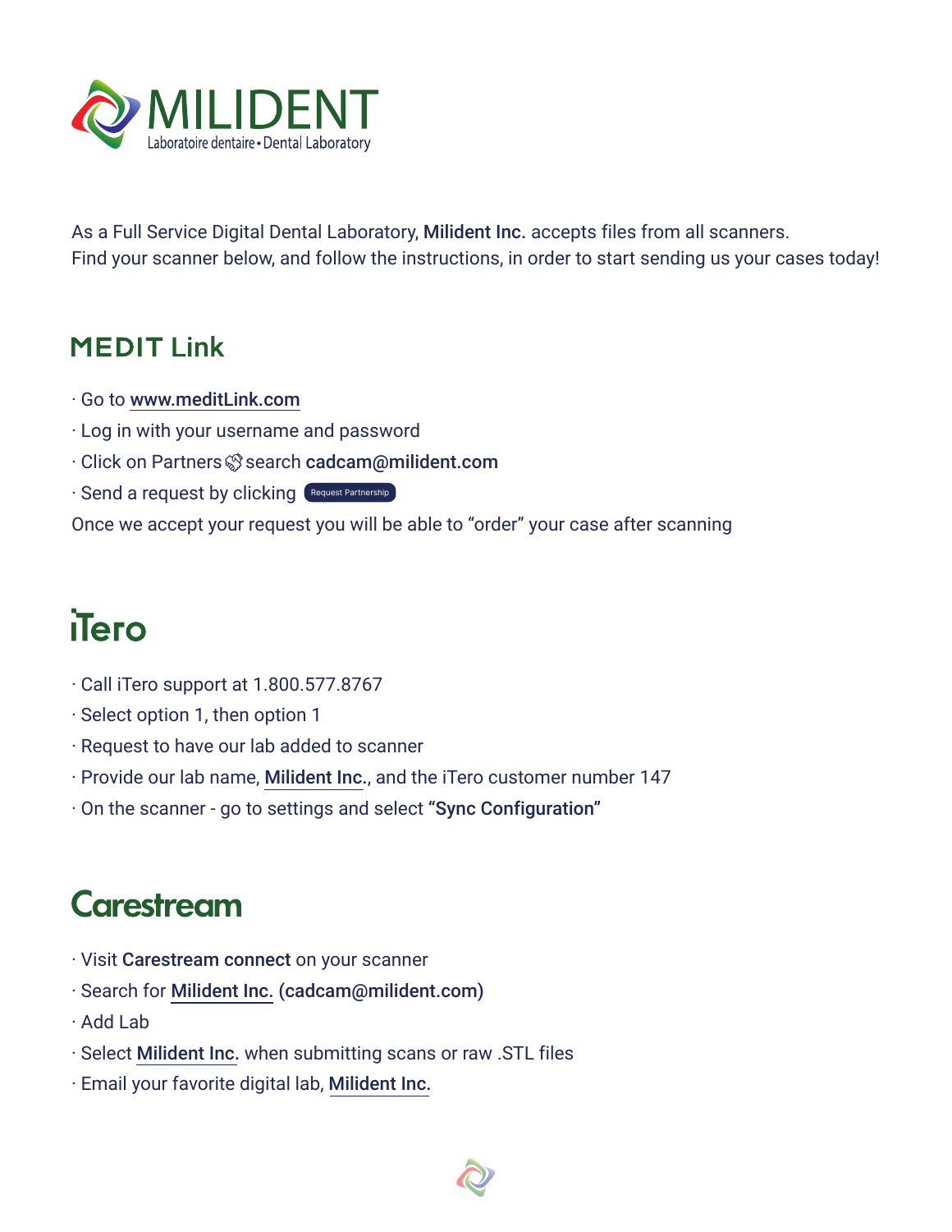# MILIDENT

Laboratoire dentaire • Dental Laboratory

As a Full Service Digital Dental Laboratory, **Milident Inc.** accepts files from all scanners. Find your scanner below, and follow the instructions, in order to start sending us your cases today!

## MEDIT Link

- Go to www.meditLink.com
- Log in with your username and password
- Click on Partners search **cadcam@milident.com**
- Send a request by clicking Request Partnership

Once we accept your request you will be able to "order" your case after scanning

## iTero

- Call iTero support at 1.800.577.8767
- Select option 1, then option 1
- Request to have our lab added to scanner
- Provide our lab name, **Milident Inc.**, and the iTero customer number 147
- On the scanner - go to settings and select **"Sync Configuration"**

## Carestream

- Visit **Carestream connect** on your scanner
- Search for **Milident Inc. (cadcam@milident.com)**
- Add Lab
- Select **Milident Inc.** when submitting scans or raw .STL files
- Email your favorite digital lab, **Milident Inc.**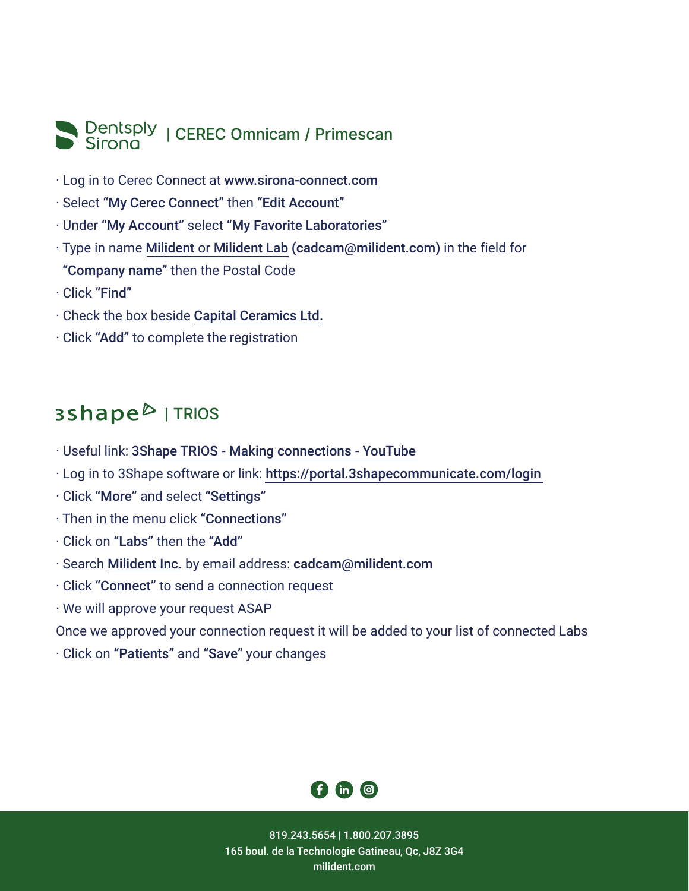## Dentsply Sirona | CEREC Omnicam / Primescan

- Log in to Cerec Connect at www.sirona-connect.com
- Select **"My Cerec Connect"** then **"Edit Account"**
- Under **"My Account"** select **"My Favorite Laboratories"**
- Type in name **Milident** or **Milident Lab** **(cadcam@milident.com)** in the field for **"Company name"** then the Postal Code
- Click **"Find"**
- Check the box beside **Capital Ceramics Ltd.**
- Click **"Add"** to complete the registration

## 3shape | TRIOS

- Useful link: 3Shape TRIOS - Making connections - YouTube
- Log in to 3Shape software or link: https://portal.3shapecommunicate.com/login
- Click **"More"** and select **"Settings"**
- Then in the menu click **"Connections"**
- Click on **"Labs"** then the **"Add"**
- Search **Milident Inc.** by email address: **cadcam@milident.com**
- Click **"Connect"** to send a connection request
- We will approve your request ASAP

Once we approved your connection request it will be added to your list of connected Labs

- Click on **"Patients"** and **"Save"** your changes

819.243.5654 | 1.800.207.3895
165 boul. de la Technologie Gatineau, Qc, J8Z 3G4
milident.com